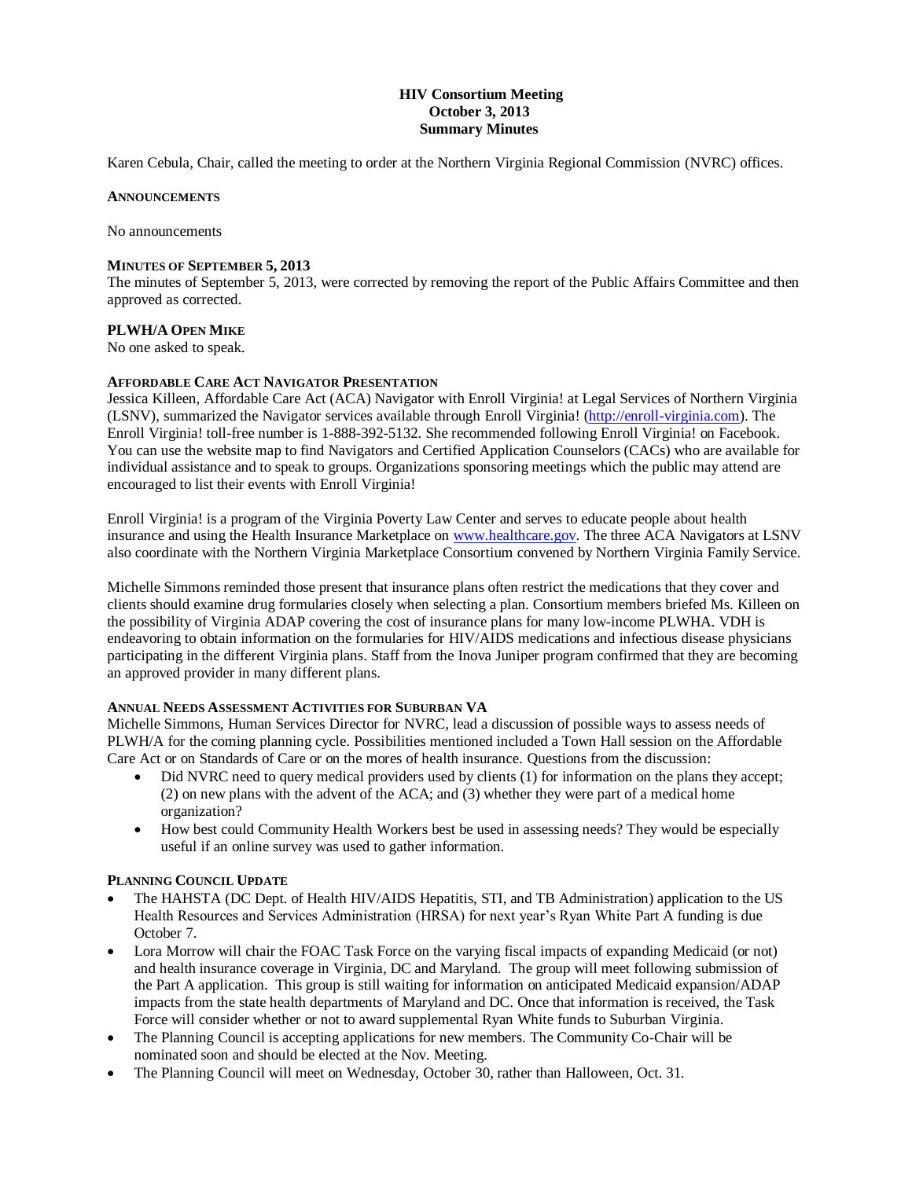**HIV Consortium Meeting**
**October 3, 2013**
**Summary Minutes**

Karen Cebula, Chair, called the meeting to order at the Northern Virginia Regional Commission (NVRC) offices.

### ANNOUNCEMENTS

No announcements

### MINUTES OF SEPTEMBER 5, 2013

The minutes of September 5, 2013, were corrected by removing the report of the Public Affairs Committee and then approved as corrected.

### PLWH/A OPEN MIKE

No one asked to speak.

### AFFORDABLE CARE ACT NAVIGATOR PRESENTATION

Jessica Killeen, Affordable Care Act (ACA) Navigator with Enroll Virginia! at Legal Services of Northern Virginia (LSNV), summarized the Navigator services available through Enroll Virginia! (http://enroll-virginia.com). The Enroll Virginia! toll-free number is 1-888-392-5132. She recommended following Enroll Virginia! on Facebook. You can use the website map to find Navigators and Certified Application Counselors (CACs) who are available for individual assistance and to speak to groups. Organizations sponsoring meetings which the public may attend are encouraged to list their events with Enroll Virginia!

Enroll Virginia! is a program of the Virginia Poverty Law Center and serves to educate people about health insurance and using the Health Insurance Marketplace on www.healthcare.gov. The three ACA Navigators at LSNV also coordinate with the Northern Virginia Marketplace Consortium convened by Northern Virginia Family Service.

Michelle Simmons reminded those present that insurance plans often restrict the medications that they cover and clients should examine drug formularies closely when selecting a plan. Consortium members briefed Ms. Killeen on the possibility of Virginia ADAP covering the cost of insurance plans for many low-income PLWHA. VDH is endeavoring to obtain information on the formularies for HIV/AIDS medications and infectious disease physicians participating in the different Virginia plans. Staff from the Inova Juniper program confirmed that they are becoming an approved provider in many different plans.

### ANNUAL NEEDS ASSESSMENT ACTIVITIES FOR SUBURBAN VA

Michelle Simmons, Human Services Director for NVRC, lead a discussion of possible ways to assess needs of PLWH/A for the coming planning cycle. Possibilities mentioned included a Town Hall session on the Affordable Care Act or on Standards of Care or on the mores of health insurance. Questions from the discussion:

- Did NVRC need to query medical providers used by clients (1) for information on the plans they accept; (2) on new plans with the advent of the ACA; and (3) whether they were part of a medical home organization?
- How best could Community Health Workers best be used in assessing needs? They would be especially useful if an online survey was used to gather information.

### PLANNING COUNCIL UPDATE

- The HAHSTA (DC Dept. of Health HIV/AIDS Hepatitis, STI, and TB Administration) application to the US Health Resources and Services Administration (HRSA) for next year's Ryan White Part A funding is due October 7.
- Lora Morrow will chair the FOAC Task Force on the varying fiscal impacts of expanding Medicaid (or not) and health insurance coverage in Virginia, DC and Maryland. The group will meet following submission of the Part A application. This group is still waiting for information on anticipated Medicaid expansion/ADAP impacts from the state health departments of Maryland and DC. Once that information is received, the Task Force will consider whether or not to award supplemental Ryan White funds to Suburban Virginia.
- The Planning Council is accepting applications for new members. The Community Co-Chair will be nominated soon and should be elected at the Nov. Meeting.
- The Planning Council will meet on Wednesday, October 30, rather than Halloween, Oct. 31.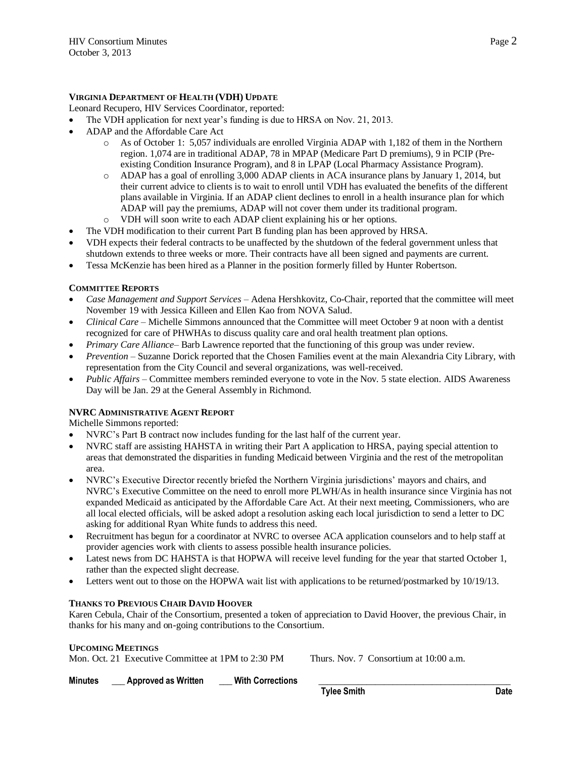### Virginia Department of Health (VDH) Update

Leonard Recupero, HIV Services Coordinator, reported:

- The VDH application for next year's funding is due to HRSA on Nov. 21, 2013.
- ADAP and the Affordable Care Act
  - As of October 1: 5,057 individuals are enrolled Virginia ADAP with 1,182 of them in the Northern region. 1,074 are in traditional ADAP, 78 in MPAP (Medicare Part D premiums), 9 in PCIP (Pre-existing Condition Insurance Program), and 8 in LPAP (Local Pharmacy Assistance Program).
  - ADAP has a goal of enrolling 3,000 ADAP clients in ACA insurance plans by January 1, 2014, but their current advice to clients is to wait to enroll until VDH has evaluated the benefits of the different plans available in Virginia. If an ADAP client declines to enroll in a health insurance plan for which ADAP will pay the premiums, ADAP will not cover them under its traditional program.
  - VDH will soon write to each ADAP client explaining his or her options.
- The VDH modification to their current Part B funding plan has been approved by HRSA.
- VDH expects their federal contracts to be unaffected by the shutdown of the federal government unless that shutdown extends to three weeks or more. Their contracts have all been signed and payments are current.
- Tessa McKenzie has been hired as a Planner in the position formerly filled by Hunter Robertson.

### Committee Reports

- *Case Management and Support Services* – Adena Hershkovitz, Co-Chair, reported that the committee will meet November 19 with Jessica Killeen and Ellen Kao from NOVA Salud.
- *Clinical Care* – Michelle Simmons announced that the Committee will meet October 9 at noon with a dentist recognized for care of PHWHAs to discuss quality care and oral health treatment plan options.
- *Primary Care Alliance*– Barb Lawrence reported that the functioning of this group was under review.
- *Prevention* – Suzanne Dorick reported that the Chosen Families event at the main Alexandria City Library, with representation from the City Council and several organizations, was well-received.
- *Public Affairs* – Committee members reminded everyone to vote in the Nov. 5 state election. AIDS Awareness Day will be Jan. 29 at the General Assembly in Richmond.

### NVRC Administrative Agent Report

Michelle Simmons reported:

- NVRC's Part B contract now includes funding for the last half of the current year.
- NVRC staff are assisting HAHSTA in writing their Part A application to HRSA, paying special attention to areas that demonstrated the disparities in funding Medicaid between Virginia and the rest of the metropolitan area.
- NVRC's Executive Director recently briefed the Northern Virginia jurisdictions' mayors and chairs, and NVRC's Executive Committee on the need to enroll more PLWH/As in health insurance since Virginia has not expanded Medicaid as anticipated by the Affordable Care Act. At their next meeting, Commissioners, who are all local elected officials, will be asked adopt a resolution asking each local jurisdiction to send a letter to DC asking for additional Ryan White funds to address this need.
- Recruitment has begun for a coordinator at NVRC to oversee ACA application counselors and to help staff at provider agencies work with clients to assess possible health insurance policies.
- Latest news from DC HAHSTA is that HOPWA will receive level funding for the year that started October 1, rather than the expected slight decrease.
- Letters went out to those on the HOPWA wait list with applications to be returned/postmarked by 10/19/13.

### Thanks to Previous Chair David Hoover

Karen Cebula, Chair of the Consortium, presented a token of appreciation to David Hoover, the previous Chair, in thanks for his many and on-going contributions to the Consortium.

### Upcoming Meetings

Mon. Oct. 21 Executive Committee at 1PM to 2:30 PM    Thurs. Nov. 7 Consortium at 10:00 a.m.

**Minutes** ___ **Approved as Written** ___ **With Corrections** ____________________________________________

**Tylee Smith** **Date**